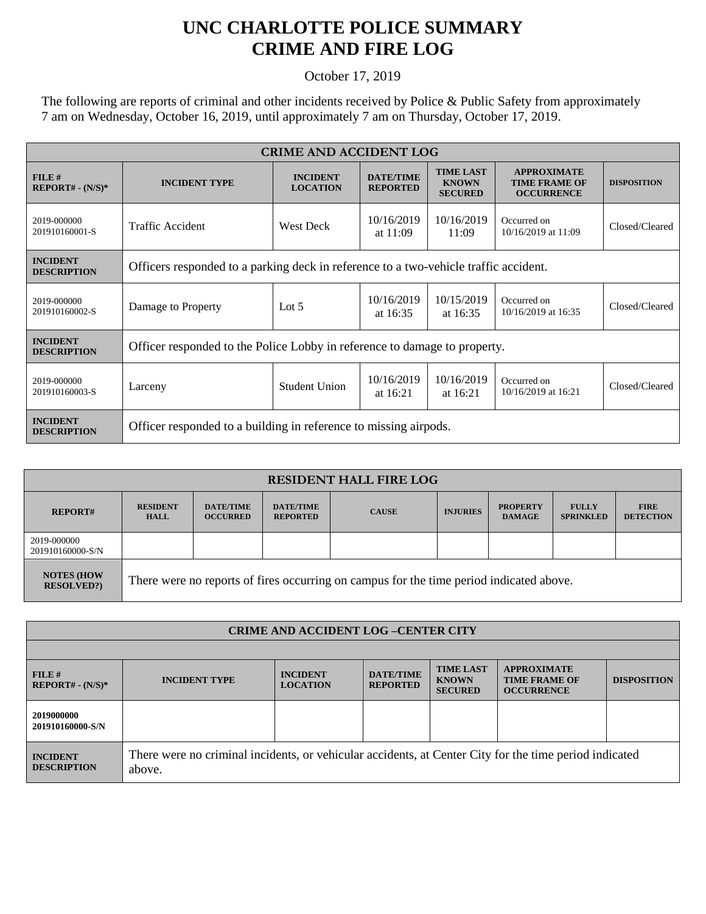# UNC CHARLOTTE POLICE SUMMARY
# CRIME AND FIRE LOG

October 17, 2019

The following are reports of criminal and other incidents received by Police & Public Safety from approximately 7 am on Wednesday, October 16, 2019, until approximately 7 am on Thursday, October 17, 2019.

| CRIME AND ACCIDENT LOG | | | | | | |
|---|---|---|---|---|---|---|
| **FILE # REPORT# - (N/S)*** | **INCIDENT TYPE** | **INCIDENT LOCATION** | **DATE/TIME REPORTED** | **TIME LAST KNOWN SECURED** | **APPROXIMATE TIME FRAME OF OCCURRENCE** | **DISPOSITION** |
| 2019-000000 201910160001-S | Traffic Accident | West Deck | 10/16/2019 at 11:09 | 10/16/2019 11:09 | Occurred on 10/16/2019 at 11:09 | Closed/Cleared |
| **INCIDENT DESCRIPTION** | Officers responded to a parking deck in reference to a two-vehicle traffic accident. | | | | | |
| 2019-000000 201910160002-S | Damage to Property | Lot 5 | 10/16/2019 at 16:35 | 10/15/2019 at 16:35 | Occurred on 10/16/2019 at 16:35 | Closed/Cleared |
| **INCIDENT DESCRIPTION** | Officer responded to the Police Lobby in reference to damage to property. | | | | | |
| 2019-000000 201910160003-S | Larceny | Student Union | 10/16/2019 at 16:21 | 10/16/2019 at 16:21 | Occurred on 10/16/2019 at 16:21 | Closed/Cleared |
| **INCIDENT DESCRIPTION** | Officer responded to a building in reference to missing airpods. | | | | | |

| RESIDENT HALL FIRE LOG | | | | | | | | |
|---|---|---|---|---|---|---|---|---|
| **REPORT#** | **RESIDENT HALL** | **DATE/TIME OCCURRED** | **DATE/TIME REPORTED** | **CAUSE** | **INJURIES** | **PROPERTY DAMAGE** | **FULLY SPRINKLED** | **FIRE DETECTION** |
| 2019-000000 201910160000-S/N | | | | | | | | |
| **NOTES (HOW RESOLVED?)** | There were no reports of fires occurring on campus for the time period indicated above. | | | | | | | |

| CRIME AND ACCIDENT LOG –CENTER CITY | | | | | | |
|---|---|---|---|---|---|---|
| **FILE # REPORT# - (N/S)*** | **INCIDENT TYPE** | **INCIDENT LOCATION** | **DATE/TIME REPORTED** | **TIME LAST KNOWN SECURED** | **APPROXIMATE TIME FRAME OF OCCURRENCE** | **DISPOSITION** |
| **2019000000 201910160000-S/N** | | | | | | |
| **INCIDENT DESCRIPTION** | There were no criminal incidents, or vehicular accidents, at Center City for the time period indicated above. | | | | | |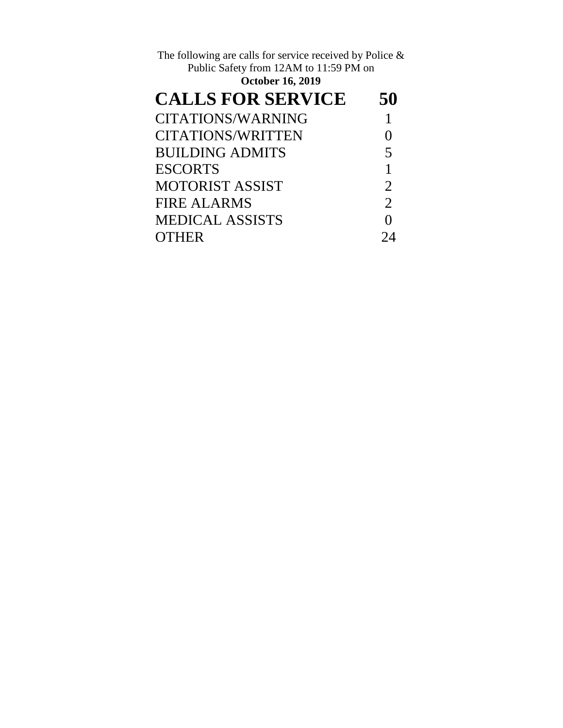The following are calls for service received by Police & Public Safety from 12AM to 11:59 PM on

**October 16, 2019**

| | |
|---|---|
| **CALLS FOR SERVICE** | **50** |
| CITATIONS/WARNING | 1 |
| CITATIONS/WRITTEN | 0 |
| BUILDING ADMITS | 5 |
| ESCORTS | 1 |
| MOTORIST ASSIST | 2 |
| FIRE ALARMS | 2 |
| MEDICAL ASSISTS | 0 |
| OTHER | 24 |